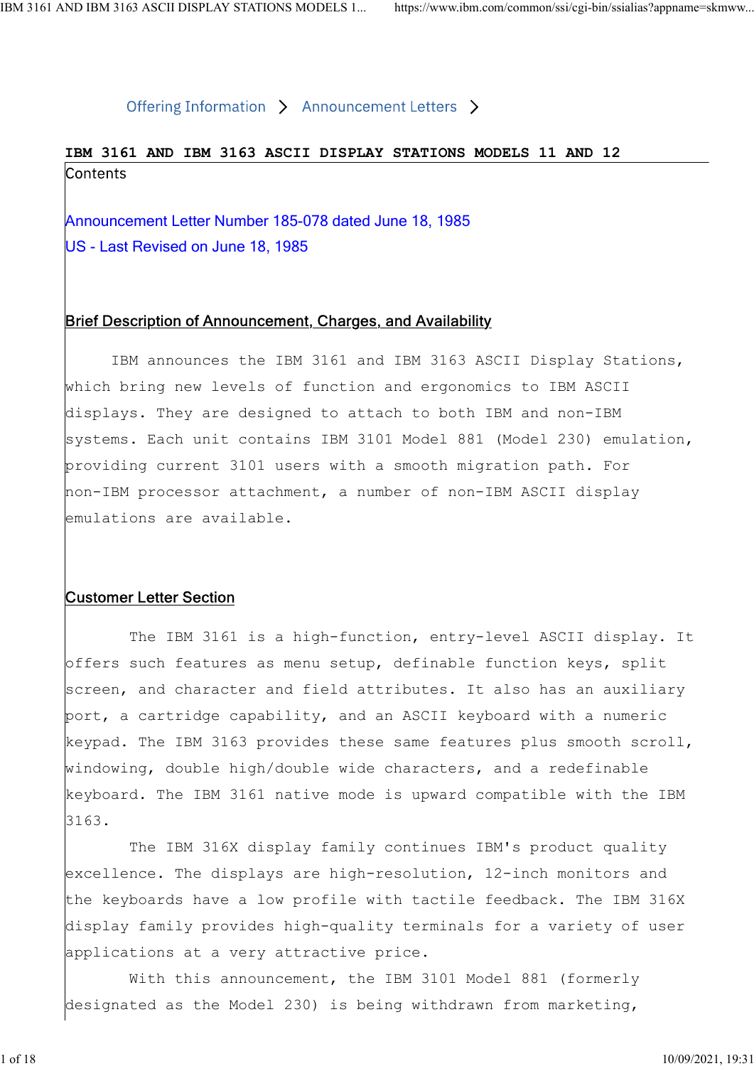Offering Information > Announcement Letters >

# IBM 3161 AND IBM 3163 ASCII DISPLAY STATIONS MODELS 11 AND 12

Contents

Announcement Letter Number 185-078 dated June 18, 1985

US - Last Revised on June 18, 1985

## Brief Description of Announcement, Charges, and Availability

IBM announces the IBM 3161 and IBM 3163 ASCII Display Stations, which bring new levels of function and ergonomics to IBM ASCII displays. They are designed to attach to both IBM and non-IBM systems. Each unit contains IBM 3101 Model 881 (Model 230) emulation, providing current 3101 users with a smooth migration path. For non-IBM processor attachment, a number of non-IBM ASCII display emulations are available.

## Customer Letter Section

The IBM 3161 is a high-function, entry-level ASCII display. It offers such features as menu setup, definable function keys, split screen, and character and field attributes. It also has an auxiliary port, a cartridge capability, and an ASCII keyboard with a numeric keypad. The IBM 3163 provides these same features plus smooth scroll, windowing, double high/double wide characters, and a redefinable keyboard. The IBM 3161 native mode is upward compatible with the IBM 3163.

The IBM 316X display family continues IBM's product quality excellence. The displays are high-resolution, 12-inch monitors and the keyboards have a low profile with tactile feedback. The IBM 316X display family provides high-quality terminals for a variety of user applications at a very attractive price.

With this announcement, the IBM 3101 Model 881 (formerly designated as the Model 230) is being withdrawn from marketing,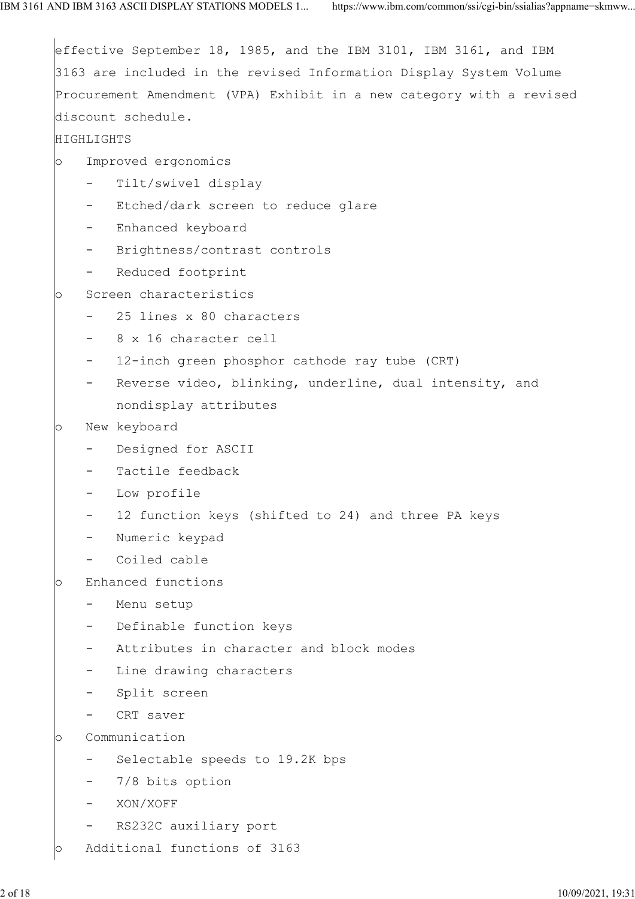effective September 18, 1985, and the IBM 3101, IBM 3161, and IBM 3163 are included in the revised Information Display System Volume Procurement Amendment (VPA) Exhibit in a new category with a revised discount schedule.

HIGHLIGHTS

- Improved ergonomics
  - Tilt/swivel display
  - Etched/dark screen to reduce glare
  - Enhanced keyboard
  - Brightness/contrast controls
  - Reduced footprint
- Screen characteristics
  - 25 lines x 80 characters
  - 8 x 16 character cell
  - 12-inch green phosphor cathode ray tube (CRT)
  - Reverse video, blinking, underline, dual intensity, and nondisplay attributes
- New keyboard
  - Designed for ASCII
  - Tactile feedback
  - Low profile
  - 12 function keys (shifted to 24) and three PA keys
  - Numeric keypad
  - Coiled cable
- Enhanced functions
  - Menu setup
  - Definable function keys
  - Attributes in character and block modes
  - Line drawing characters
  - Split screen
  - CRT saver
- Communication
  - Selectable speeds to 19.2K bps
  - 7/8 bits option
  - XON/XOFF
  - RS232C auxiliary port
- Additional functions of 3163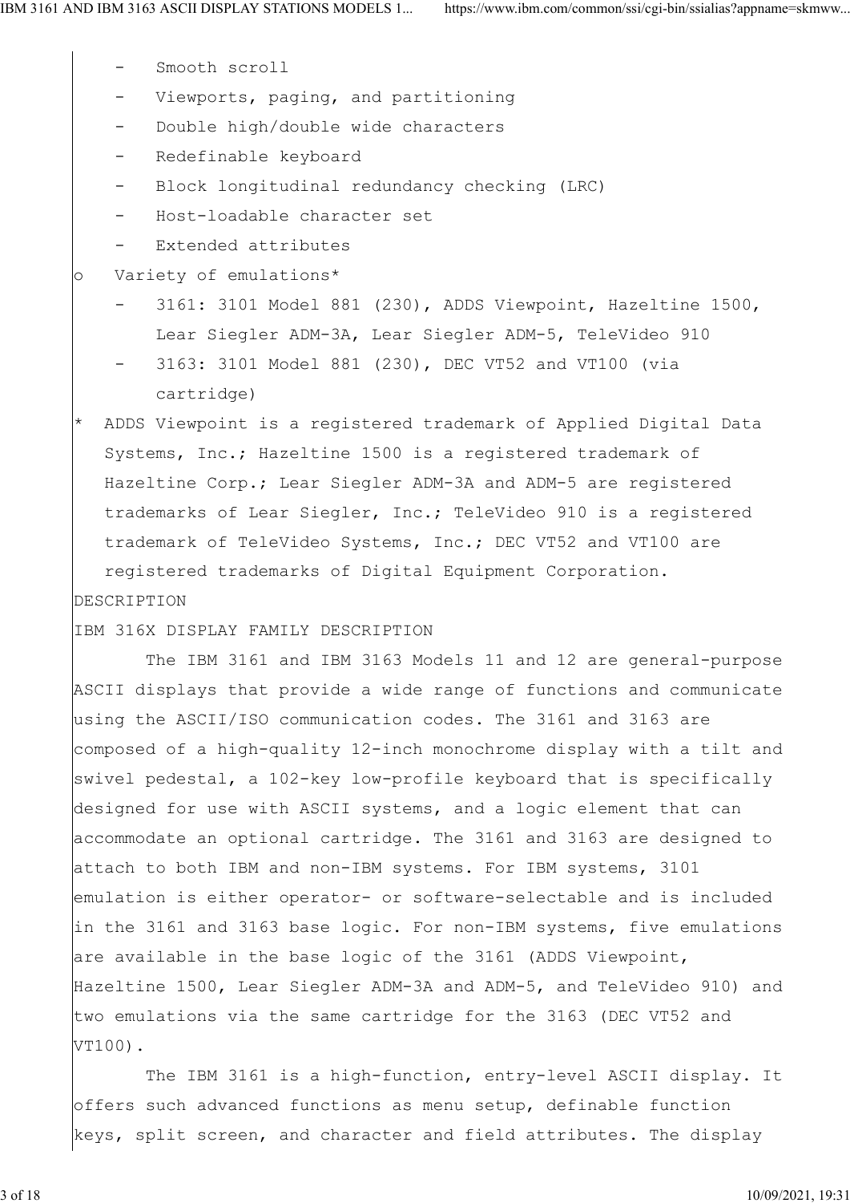- Smooth scroll
  - Viewports, paging, and partitioning
  - Double high/double wide characters
  - Redefinable keyboard
  - Block longitudinal redundancy checking (LRC)
  - Host-loadable character set
  - Extended attributes
- Variety of emulations*
  - 3161: 3101 Model 881 (230), ADDS Viewpoint, Hazeltine 1500, Lear Siegler ADM-3A, Lear Siegler ADM-5, TeleVideo 910
  - 3163: 3101 Model 881 (230), DEC VT52 and VT100 (via cartridge)

\* ADDS Viewpoint is a registered trademark of Applied Digital Data Systems, Inc.; Hazeltine 1500 is a registered trademark of Hazeltine Corp.; Lear Siegler ADM-3A and ADM-5 are registered trademarks of Lear Siegler, Inc.; TeleVideo 910 is a registered trademark of TeleVideo Systems, Inc.; DEC VT52 and VT100 are registered trademarks of Digital Equipment Corporation.

## DESCRIPTION

### IBM 316X DISPLAY FAMILY DESCRIPTION

The IBM 3161 and IBM 3163 Models 11 and 12 are general-purpose ASCII displays that provide a wide range of functions and communicate using the ASCII/ISO communication codes. The 3161 and 3163 are composed of a high-quality 12-inch monochrome display with a tilt and swivel pedestal, a 102-key low-profile keyboard that is specifically designed for use with ASCII systems, and a logic element that can accommodate an optional cartridge. The 3161 and 3163 are designed to attach to both IBM and non-IBM systems. For IBM systems, 3101 emulation is either operator- or software-selectable and is included in the 3161 and 3163 base logic. For non-IBM systems, five emulations are available in the base logic of the 3161 (ADDS Viewpoint, Hazeltine 1500, Lear Siegler ADM-3A and ADM-5, and TeleVideo 910) and two emulations via the same cartridge for the 3163 (DEC VT52 and VT100).

The IBM 3161 is a high-function, entry-level ASCII display. It offers such advanced functions as menu setup, definable function keys, split screen, and character and field attributes. The display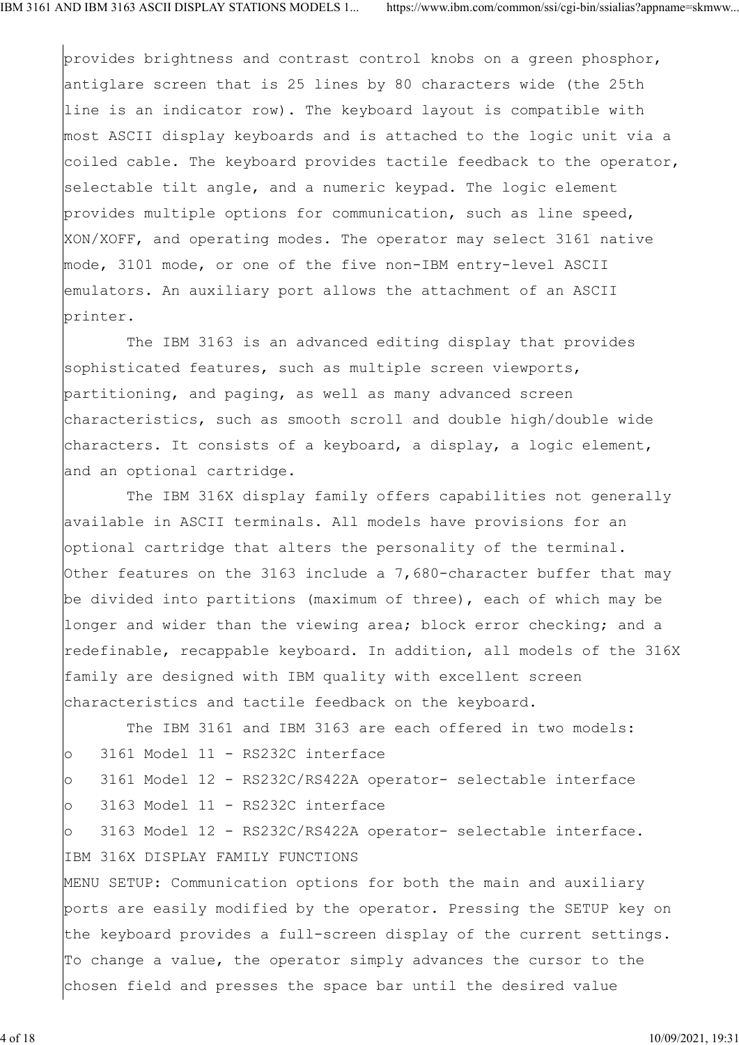provides brightness and contrast control knobs on a green phosphor, antiglare screen that is 25 lines by 80 characters wide (the 25th line is an indicator row). The keyboard layout is compatible with most ASCII display keyboards and is attached to the logic unit via a coiled cable. The keyboard provides tactile feedback to the operator, selectable tilt angle, and a numeric keypad. The logic element provides multiple options for communication, such as line speed, XON/XOFF, and operating modes. The operator may select 3161 native mode, 3101 mode, or one of the five non-IBM entry-level ASCII emulators. An auxiliary port allows the attachment of an ASCII printer.

The IBM 3163 is an advanced editing display that provides sophisticated features, such as multiple screen viewports, partitioning, and paging, as well as many advanced screen characteristics, such as smooth scroll and double high/double wide characters. It consists of a keyboard, a display, a logic element, and an optional cartridge.

The IBM 316X display family offers capabilities not generally available in ASCII terminals. All models have provisions for an optional cartridge that alters the personality of the terminal. Other features on the 3163 include a 7,680-character buffer that may be divided into partitions (maximum of three), each of which may be longer and wider than the viewing area; block error checking; and a redefinable, recappable keyboard. In addition, all models of the 316X family are designed with IBM quality with excellent screen characteristics and tactile feedback on the keyboard.

The IBM 3161 and IBM 3163 are each offered in two models:

- 3161 Model 11 - RS232C interface
- 3161 Model 12 - RS232C/RS422A operator- selectable interface
- 3163 Model 11 - RS232C interface
- 3163 Model 12 - RS232C/RS422A operator- selectable interface.

IBM 316X DISPLAY FAMILY FUNCTIONS

MENU SETUP: Communication options for both the main and auxiliary ports are easily modified by the operator. Pressing the SETUP key on the keyboard provides a full-screen display of the current settings. To change a value, the operator simply advances the cursor to the chosen field and presses the space bar until the desired value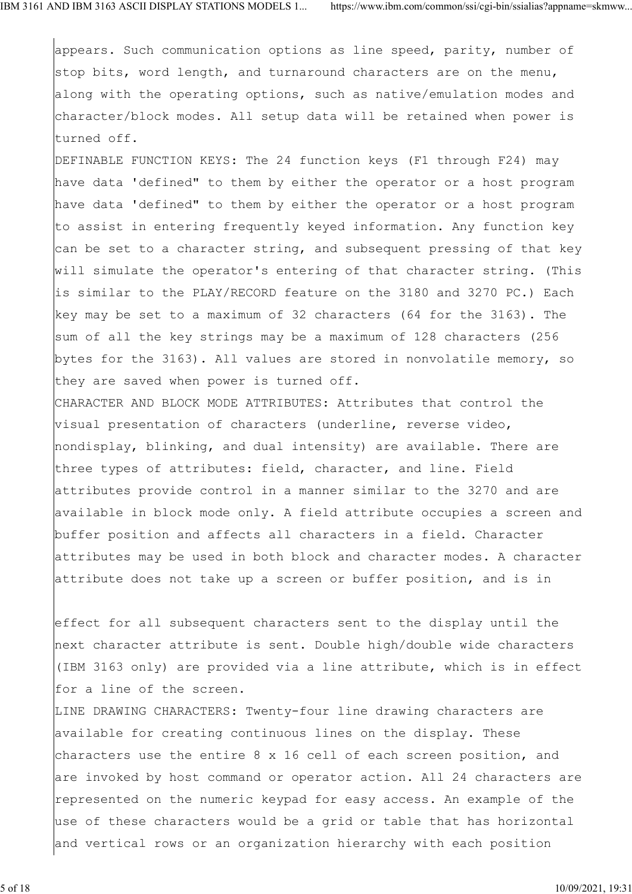appears. Such communication options as line speed, parity, number of stop bits, word length, and turnaround characters are on the menu, along with the operating options, such as native/emulation modes and character/block modes. All setup data will be retained when power is turned off.

DEFINABLE FUNCTION KEYS: The 24 function keys (F1 through F24) may have data 'defined" to them by either the operator or a host program have data 'defined" to them by either the operator or a host program to assist in entering frequently keyed information. Any function key can be set to a character string, and subsequent pressing of that key will simulate the operator's entering of that character string. (This is similar to the PLAY/RECORD feature on the 3180 and 3270 PC.) Each key may be set to a maximum of 32 characters (64 for the 3163). The sum of all the key strings may be a maximum of 128 characters (256 bytes for the 3163). All values are stored in nonvolatile memory, so they are saved when power is turned off.

CHARACTER AND BLOCK MODE ATTRIBUTES: Attributes that control the visual presentation of characters (underline, reverse video, nondisplay, blinking, and dual intensity) are available. There are three types of attributes: field, character, and line. Field attributes provide control in a manner similar to the 3270 and are available in block mode only. A field attribute occupies a screen and buffer position and affects all characters in a field. Character attributes may be used in both block and character modes. A character attribute does not take up a screen or buffer position, and is in effect for all subsequent characters sent to the display until the next character attribute is sent. Double high/double wide characters (IBM 3163 only) are provided via a line attribute, which is in effect for a line of the screen.

LINE DRAWING CHARACTERS: Twenty-four line drawing characters are available for creating continuous lines on the display. These characters use the entire 8 x 16 cell of each screen position, and are invoked by host command or operator action. All 24 characters are represented on the numeric keypad for easy access. An example of the use of these characters would be a grid or table that has horizontal and vertical rows or an organization hierarchy with each position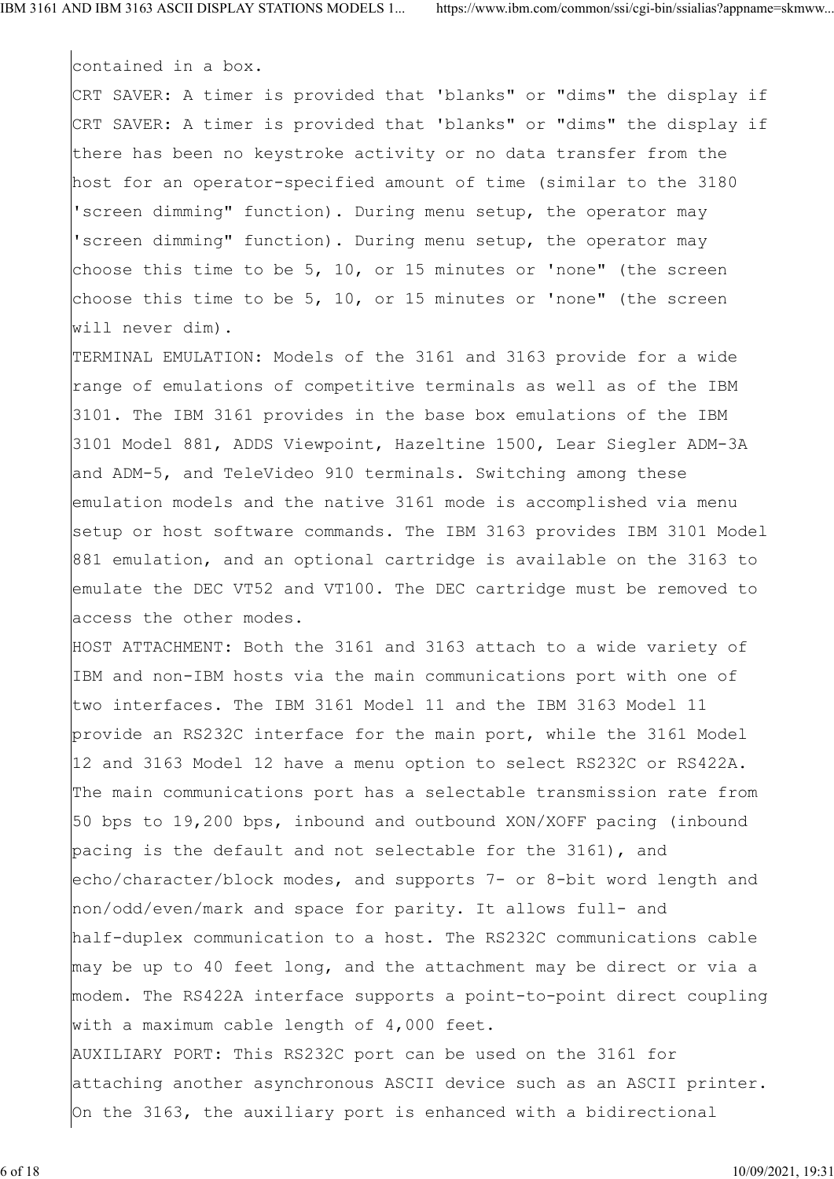contained in a box.

CRT SAVER: A timer is provided that 'blanks" or "dims" the display if
CRT SAVER: A timer is provided that 'blanks" or "dims" the display if
there has been no keystroke activity or no data transfer from the
host for an operator-specified amount of time (similar to the 3180
'screen dimming" function). During menu setup, the operator may
'screen dimming" function). During menu setup, the operator may
choose this time to be 5, 10, or 15 minutes or 'none" (the screen
choose this time to be 5, 10, or 15 minutes or 'none" (the screen
will never dim).

TERMINAL EMULATION: Models of the 3161 and 3163 provide for a wide
range of emulations of competitive terminals as well as of the IBM
3101. The IBM 3161 provides in the base box emulations of the IBM
3101 Model 881, ADDS Viewpoint, Hazeltine 1500, Lear Siegler ADM-3A
and ADM-5, and TeleVideo 910 terminals. Switching among these
emulation models and the native 3161 mode is accomplished via menu
setup or host software commands. The IBM 3163 provides IBM 3101 Model
881 emulation, and an optional cartridge is available on the 3163 to
emulate the DEC VT52 and VT100. The DEC cartridge must be removed to
access the other modes.

HOST ATTACHMENT: Both the 3161 and 3163 attach to a wide variety of
IBM and non-IBM hosts via the main communications port with one of
two interfaces. The IBM 3161 Model 11 and the IBM 3163 Model 11
provide an RS232C interface for the main port, while the 3161 Model
12 and 3163 Model 12 have a menu option to select RS232C or RS422A.
The main communications port has a selectable transmission rate from
50 bps to 19,200 bps, inbound and outbound XON/XOFF pacing (inbound
pacing is the default and not selectable for the 3161), and
echo/character/block modes, and supports 7- or 8-bit word length and
non/odd/even/mark and space for parity. It allows full- and
half-duplex communication to a host. The RS232C communications cable
may be up to 40 feet long, and the attachment may be direct or via a
modem. The RS422A interface supports a point-to-point direct coupling
with a maximum cable length of 4,000 feet.

AUXILIARY PORT: This RS232C port can be used on the 3161 for
attaching another asynchronous ASCII device such as an ASCII printer.
On the 3163, the auxiliary port is enhanced with a bidirectional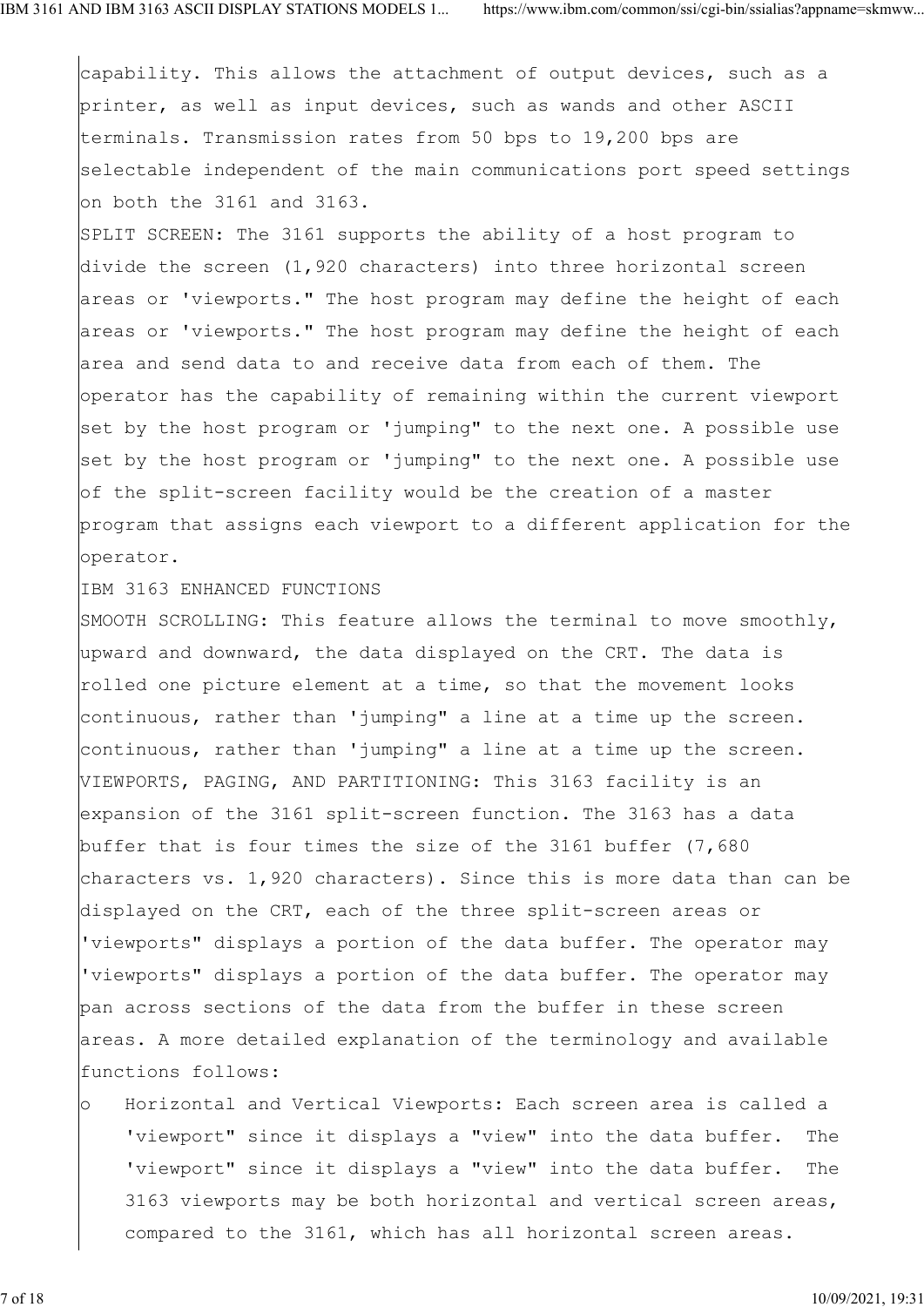capability. This allows the attachment of output devices, such as a printer, as well as input devices, such as wands and other ASCII terminals. Transmission rates from 50 bps to 19,200 bps are selectable independent of the main communications port speed settings on both the 3161 and 3163.

SPLIT SCREEN: The 3161 supports the ability of a host program to divide the screen (1,920 characters) into three horizontal screen areas or 'viewports." The host program may define the height of each areas or 'viewports." The host program may define the height of each area and send data to and receive data from each of them. The operator has the capability of remaining within the current viewport set by the host program or 'jumping" to the next one. A possible use set by the host program or 'jumping" to the next one. A possible use of the split-screen facility would be the creation of a master program that assigns each viewport to a different application for the operator.

IBM 3163 ENHANCED FUNCTIONS

SMOOTH SCROLLING: This feature allows the terminal to move smoothly, upward and downward, the data displayed on the CRT. The data is rolled one picture element at a time, so that the movement looks continuous, rather than 'jumping" a line at a time up the screen. continuous, rather than 'jumping" a line at a time up the screen.

VIEWPORTS, PAGING, AND PARTITIONING: This 3163 facility is an expansion of the 3161 split-screen function. The 3163 has a data buffer that is four times the size of the 3161 buffer (7,680 characters vs. 1,920 characters). Since this is more data than can be displayed on the CRT, each of the three split-screen areas or 'viewports" displays a portion of the data buffer. The operator may 'viewports" displays a portion of the data buffer. The operator may pan across sections of the data from the buffer in these screen areas. A more detailed explanation of the terminology and available functions follows:

- Horizontal and Vertical Viewports: Each screen area is called a 'viewport" since it displays a "view" into the data buffer. The 'viewport" since it displays a "view" into the data buffer. The 3163 viewports may be both horizontal and vertical screen areas, compared to the 3161, which has all horizontal screen areas.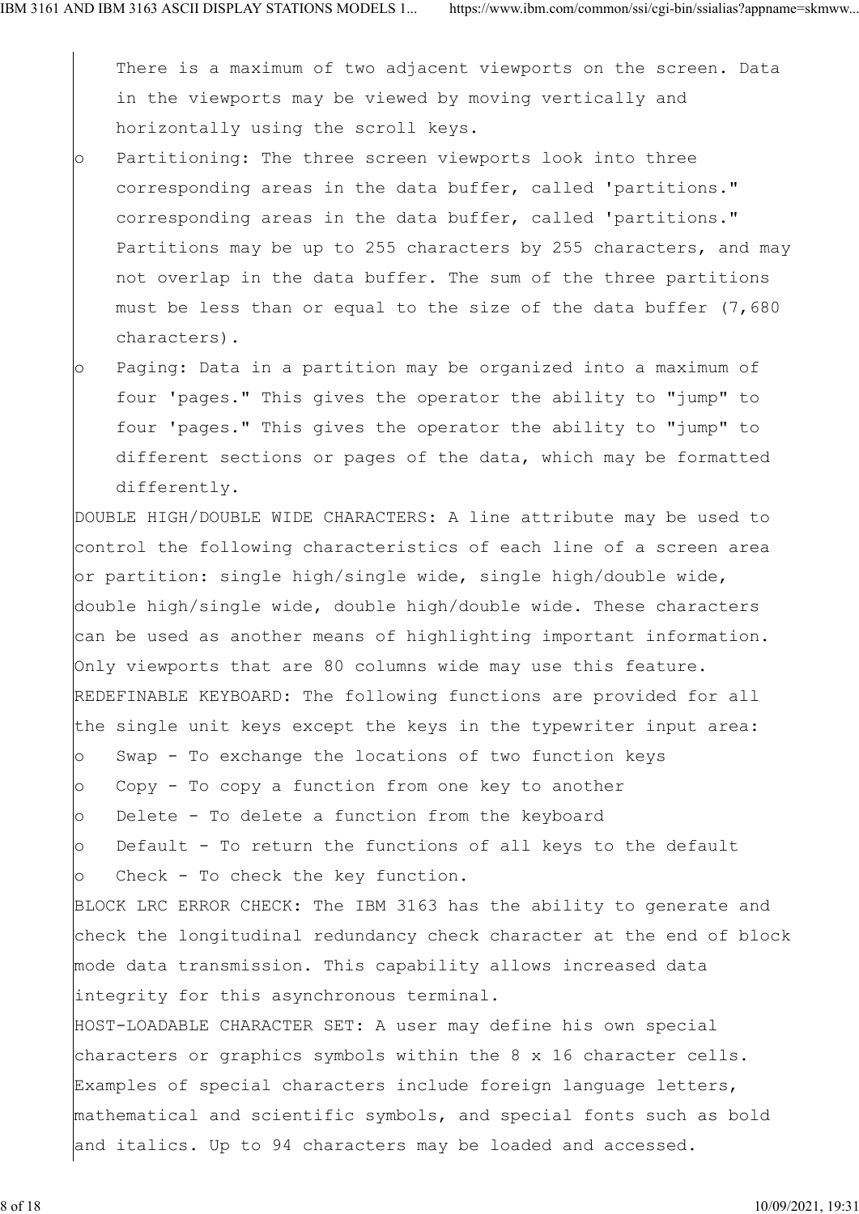There is a maximum of two adjacent viewports on the screen. Data in the viewports may be viewed by moving vertically and horizontally using the scroll keys.

- Partitioning: The three screen viewports look into three corresponding areas in the data buffer, called 'partitions." corresponding areas in the data buffer, called 'partitions." Partitions may be up to 255 characters by 255 characters, and may not overlap in the data buffer. The sum of the three partitions must be less than or equal to the size of the data buffer (7,680 characters).
- Paging: Data in a partition may be organized into a maximum of four 'pages." This gives the operator the ability to "jump" to four 'pages." This gives the operator the ability to "jump" to different sections or pages of the data, which may be formatted differently.

DOUBLE HIGH/DOUBLE WIDE CHARACTERS: A line attribute may be used to control the following characteristics of each line of a screen area or partition: single high/single wide, single high/double wide, double high/single wide, double high/double wide. These characters can be used as another means of highlighting important information. Only viewports that are 80 columns wide may use this feature.

REDEFINABLE KEYBOARD: The following functions are provided for all the single unit keys except the keys in the typewriter input area:

- Swap - To exchange the locations of two function keys
- Copy - To copy a function from one key to another
- Delete - To delete a function from the keyboard
- Default - To return the functions of all keys to the default
- Check - To check the key function.

BLOCK LRC ERROR CHECK: The IBM 3163 has the ability to generate and check the longitudinal redundancy check character at the end of block mode data transmission. This capability allows increased data integrity for this asynchronous terminal.

HOST-LOADABLE CHARACTER SET: A user may define his own special characters or graphics symbols within the 8 x 16 character cells. Examples of special characters include foreign language letters, mathematical and scientific symbols, and special fonts such as bold and italics. Up to 94 characters may be loaded and accessed.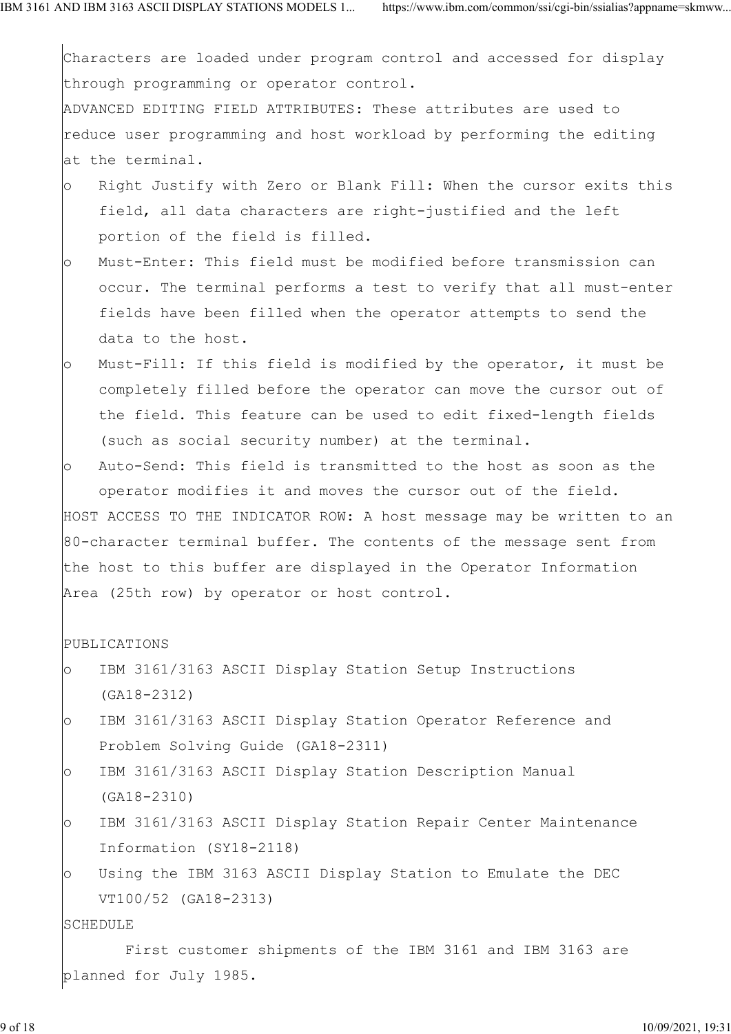Characters are loaded under program control and accessed for display through programming or operator control.

ADVANCED EDITING FIELD ATTRIBUTES: These attributes are used to reduce user programming and host workload by performing the editing at the terminal.

- Right Justify with Zero or Blank Fill: When the cursor exits this field, all data characters are right-justified and the left portion of the field is filled.
- Must-Enter: This field must be modified before transmission can occur. The terminal performs a test to verify that all must-enter fields have been filled when the operator attempts to send the data to the host.
- Must-Fill: If this field is modified by the operator, it must be completely filled before the operator can move the cursor out of the field. This feature can be used to edit fixed-length fields (such as social security number) at the terminal.
- Auto-Send: This field is transmitted to the host as soon as the operator modifies it and moves the cursor out of the field.

HOST ACCESS TO THE INDICATOR ROW: A host message may be written to an 80-character terminal buffer. The contents of the message sent from the host to this buffer are displayed in the Operator Information Area (25th row) by operator or host control.

## PUBLICATIONS

- IBM 3161/3163 ASCII Display Station Setup Instructions (GA18-2312)
- IBM 3161/3163 ASCII Display Station Operator Reference and Problem Solving Guide (GA18-2311)
- IBM 3161/3163 ASCII Display Station Description Manual (GA18-2310)
- IBM 3161/3163 ASCII Display Station Repair Center Maintenance Information (SY18-2118)
- Using the IBM 3163 ASCII Display Station to Emulate the DEC VT100/52 (GA18-2313)

## SCHEDULE

First customer shipments of the IBM 3161 and IBM 3163 are planned for July 1985.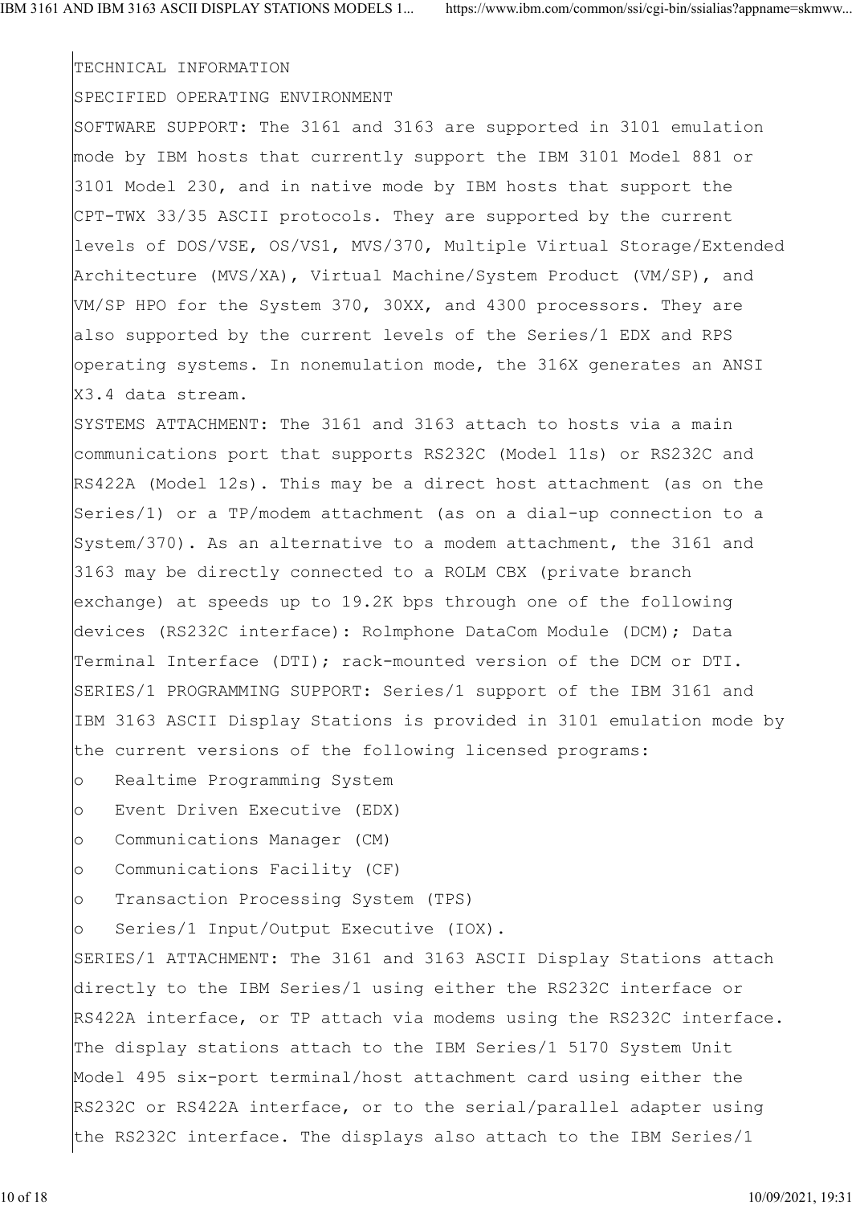TECHNICAL INFORMATION

SPECIFIED OPERATING ENVIRONMENT

SOFTWARE SUPPORT: The 3161 and 3163 are supported in 3101 emulation mode by IBM hosts that currently support the IBM 3101 Model 881 or 3101 Model 230, and in native mode by IBM hosts that support the CPT-TWX 33/35 ASCII protocols. They are supported by the current levels of DOS/VSE, OS/VS1, MVS/370, Multiple Virtual Storage/Extended Architecture (MVS/XA), Virtual Machine/System Product (VM/SP), and VM/SP HPO for the System 370, 30XX, and 4300 processors. They are also supported by the current levels of the Series/1 EDX and RPS operating systems. In nonemulation mode, the 316X generates an ANSI X3.4 data stream.

SYSTEMS ATTACHMENT: The 3161 and 3163 attach to hosts via a main communications port that supports RS232C (Model 11s) or RS232C and RS422A (Model 12s). This may be a direct host attachment (as on the Series/1) or a TP/modem attachment (as on a dial-up connection to a System/370). As an alternative to a modem attachment, the 3161 and 3163 may be directly connected to a ROLM CBX (private branch exchange) at speeds up to 19.2K bps through one of the following devices (RS232C interface): Rolmphone DataCom Module (DCM); Data Terminal Interface (DTI); rack-mounted version of the DCM or DTI.

SERIES/1 PROGRAMMING SUPPORT: Series/1 support of the IBM 3161 and IBM 3163 ASCII Display Stations is provided in 3101 emulation mode by the current versions of the following licensed programs:

- Realtime Programming System
- Event Driven Executive (EDX)
- Communications Manager (CM)
- Communications Facility (CF)
- Transaction Processing System (TPS)
- Series/1 Input/Output Executive (IOX).

SERIES/1 ATTACHMENT: The 3161 and 3163 ASCII Display Stations attach directly to the IBM Series/1 using either the RS232C interface or RS422A interface, or TP attach via modems using the RS232C interface. The display stations attach to the IBM Series/1 5170 System Unit Model 495 six-port terminal/host attachment card using either the RS232C or RS422A interface, or to the serial/parallel adapter using the RS232C interface. The displays also attach to the IBM Series/1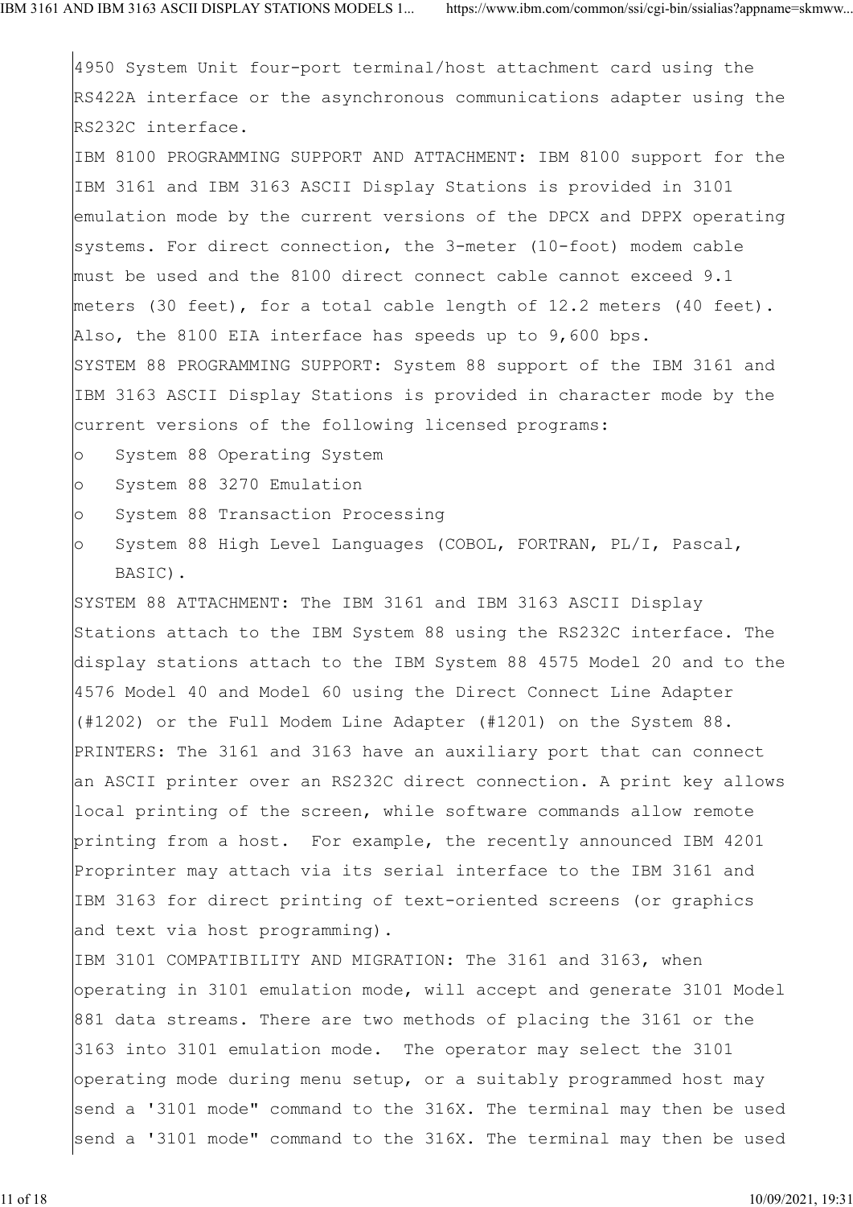4950 System Unit four-port terminal/host attachment card using the RS422A interface or the asynchronous communications adapter using the RS232C interface.

IBM 8100 PROGRAMMING SUPPORT AND ATTACHMENT: IBM 8100 support for the IBM 3161 and IBM 3163 ASCII Display Stations is provided in 3101 emulation mode by the current versions of the DPCX and DPPX operating systems. For direct connection, the 3-meter (10-foot) modem cable must be used and the 8100 direct connect cable cannot exceed 9.1 meters (30 feet), for a total cable length of 12.2 meters (40 feet). Also, the 8100 EIA interface has speeds up to 9,600 bps.

SYSTEM 88 PROGRAMMING SUPPORT: System 88 support of the IBM 3161 and IBM 3163 ASCII Display Stations is provided in character mode by the current versions of the following licensed programs:

- System 88 Operating System
- System 88 3270 Emulation
- System 88 Transaction Processing
- System 88 High Level Languages (COBOL, FORTRAN, PL/I, Pascal, BASIC).

SYSTEM 88 ATTACHMENT: The IBM 3161 and IBM 3163 ASCII Display Stations attach to the IBM System 88 using the RS232C interface. The display stations attach to the IBM System 88 4575 Model 20 and to the 4576 Model 40 and Model 60 using the Direct Connect Line Adapter (#1202) or the Full Modem Line Adapter (#1201) on the System 88.

PRINTERS: The 3161 and 3163 have an auxiliary port that can connect an ASCII printer over an RS232C direct connection. A print key allows local printing of the screen, while software commands allow remote printing from a host. For example, the recently announced IBM 4201 Proprinter may attach via its serial interface to the IBM 3161 and IBM 3163 for direct printing of text-oriented screens (or graphics and text via host programming).

IBM 3101 COMPATIBILITY AND MIGRATION: The 3161 and 3163, when operating in 3101 emulation mode, will accept and generate 3101 Model 881 data streams. There are two methods of placing the 3161 or the 3163 into 3101 emulation mode. The operator may select the 3101 operating mode during menu setup, or a suitably programmed host may send a '3101 mode" command to the 316X. The terminal may then be used send a '3101 mode" command to the 316X. The terminal may then be used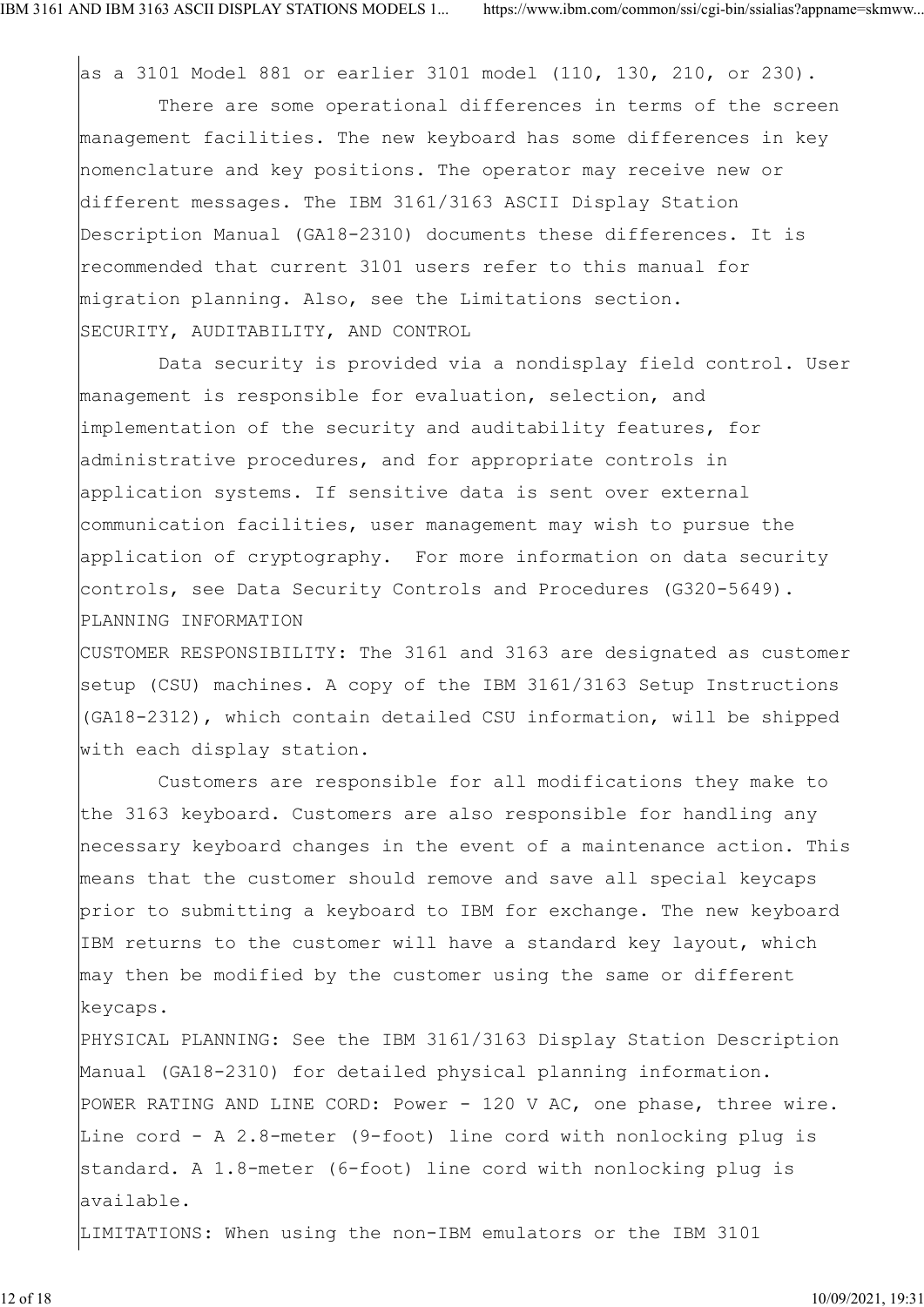as a 3101 Model 881 or earlier 3101 model (110, 130, 210, or 230).

There are some operational differences in terms of the screen management facilities. The new keyboard has some differences in key nomenclature and key positions. The operator may receive new or different messages. The IBM 3161/3163 ASCII Display Station Description Manual (GA18-2310) documents these differences. It is recommended that current 3101 users refer to this manual for migration planning. Also, see the Limitations section.

## SECURITY, AUDITABILITY, AND CONTROL

Data security is provided via a nondisplay field control. User management is responsible for evaluation, selection, and implementation of the security and auditability features, for administrative procedures, and for appropriate controls in application systems. If sensitive data is sent over external communication facilities, user management may wish to pursue the application of cryptography. For more information on data security controls, see Data Security Controls and Procedures (G320-5649).

## PLANNING INFORMATION

CUSTOMER RESPONSIBILITY: The 3161 and 3163 are designated as customer setup (CSU) machines. A copy of the IBM 3161/3163 Setup Instructions (GA18-2312), which contain detailed CSU information, will be shipped with each display station.

Customers are responsible for all modifications they make to the 3163 keyboard. Customers are also responsible for handling any necessary keyboard changes in the event of a maintenance action. This means that the customer should remove and save all special keycaps prior to submitting a keyboard to IBM for exchange. The new keyboard IBM returns to the customer will have a standard key layout, which may then be modified by the customer using the same or different keycaps.

PHYSICAL PLANNING: See the IBM 3161/3163 Display Station Description Manual (GA18-2310) for detailed physical planning information.

POWER RATING AND LINE CORD: Power - 120 V AC, one phase, three wire. Line cord - A 2.8-meter (9-foot) line cord with nonlocking plug is standard. A 1.8-meter (6-foot) line cord with nonlocking plug is available.

LIMITATIONS: When using the non-IBM emulators or the IBM 3101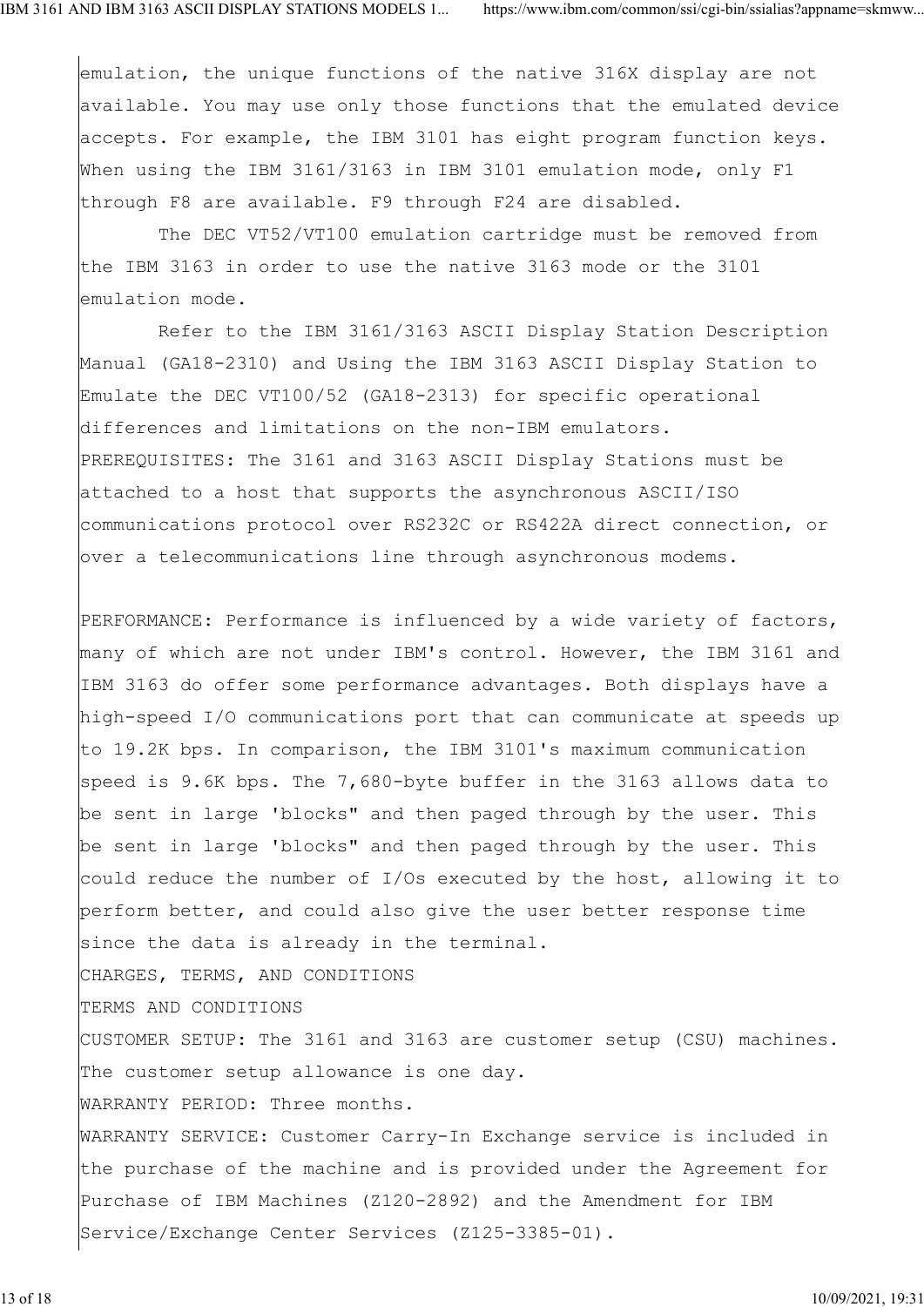emulation, the unique functions of the native 316X display are not available. You may use only those functions that the emulated device accepts. For example, the IBM 3101 has eight program function keys. When using the IBM 3161/3163 in IBM 3101 emulation mode, only F1 through F8 are available. F9 through F24 are disabled.

The DEC VT52/VT100 emulation cartridge must be removed from the IBM 3163 in order to use the native 3163 mode or the 3101 emulation mode.

Refer to the IBM 3161/3163 ASCII Display Station Description Manual (GA18-2310) and Using the IBM 3163 ASCII Display Station to Emulate the DEC VT100/52 (GA18-2313) for specific operational differences and limitations on the non-IBM emulators.

PREREQUISITES: The 3161 and 3163 ASCII Display Stations must be attached to a host that supports the asynchronous ASCII/ISO communications protocol over RS232C or RS422A direct connection, or over a telecommunications line through asynchronous modems.

PERFORMANCE: Performance is influenced by a wide variety of factors, many of which are not under IBM's control. However, the IBM 3161 and IBM 3163 do offer some performance advantages. Both displays have a high-speed I/O communications port that can communicate at speeds up to 19.2K bps. In comparison, the IBM 3101's maximum communication speed is 9.6K bps. The 7,680-byte buffer in the 3163 allows data to be sent in large 'blocks" and then paged through by the user. This be sent in large 'blocks" and then paged through by the user. This could reduce the number of I/Os executed by the host, allowing it to perform better, and could also give the user better response time since the data is already in the terminal.

CHARGES, TERMS, AND CONDITIONS

TERMS AND CONDITIONS

CUSTOMER SETUP: The 3161 and 3163 are customer setup (CSU) machines. The customer setup allowance is one day.

WARRANTY PERIOD: Three months.

WARRANTY SERVICE: Customer Carry-In Exchange service is included in the purchase of the machine and is provided under the Agreement for Purchase of IBM Machines (Z120-2892) and the Amendment for IBM Service/Exchange Center Services (Z125-3385-01).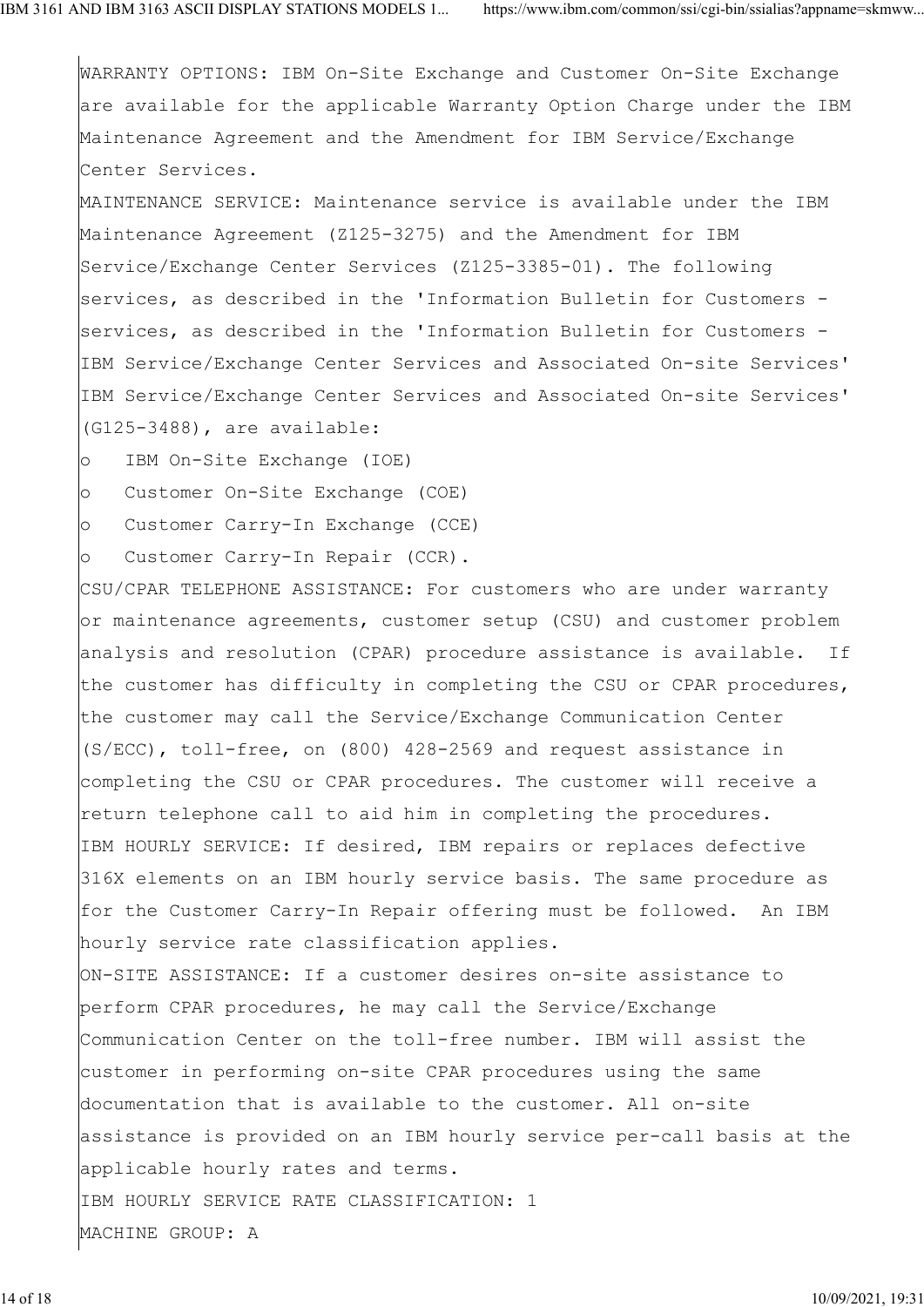WARRANTY OPTIONS: IBM On-Site Exchange and Customer On-Site Exchange are available for the applicable Warranty Option Charge under the IBM Maintenance Agreement and the Amendment for IBM Service/Exchange Center Services.

MAINTENANCE SERVICE: Maintenance service is available under the IBM Maintenance Agreement (Z125-3275) and the Amendment for IBM Service/Exchange Center Services (Z125-3385-01). The following services, as described in the 'Information Bulletin for Customers - services, as described in the 'Information Bulletin for Customers - IBM Service/Exchange Center Services and Associated On-site Services' IBM Service/Exchange Center Services and Associated On-site Services' (G125-3488), are available:

- IBM On-Site Exchange (IOE)
- Customer On-Site Exchange (COE)
- Customer Carry-In Exchange (CCE)
- Customer Carry-In Repair (CCR).

CSU/CPAR TELEPHONE ASSISTANCE: For customers who are under warranty or maintenance agreements, customer setup (CSU) and customer problem analysis and resolution (CPAR) procedure assistance is available. If the customer has difficulty in completing the CSU or CPAR procedures, the customer may call the Service/Exchange Communication Center (S/ECC), toll-free, on (800) 428-2569 and request assistance in completing the CSU or CPAR procedures. The customer will receive a return telephone call to aid him in completing the procedures.

IBM HOURLY SERVICE: If desired, IBM repairs or replaces defective 316X elements on an IBM hourly service basis. The same procedure as for the Customer Carry-In Repair offering must be followed. An IBM hourly service rate classification applies.

ON-SITE ASSISTANCE: If a customer desires on-site assistance to perform CPAR procedures, he may call the Service/Exchange Communication Center on the toll-free number. IBM will assist the customer in performing on-site CPAR procedures using the same documentation that is available to the customer. All on-site assistance is provided on an IBM hourly service per-call basis at the applicable hourly rates and terms.

IBM HOURLY SERVICE RATE CLASSIFICATION: 1

MACHINE GROUP: A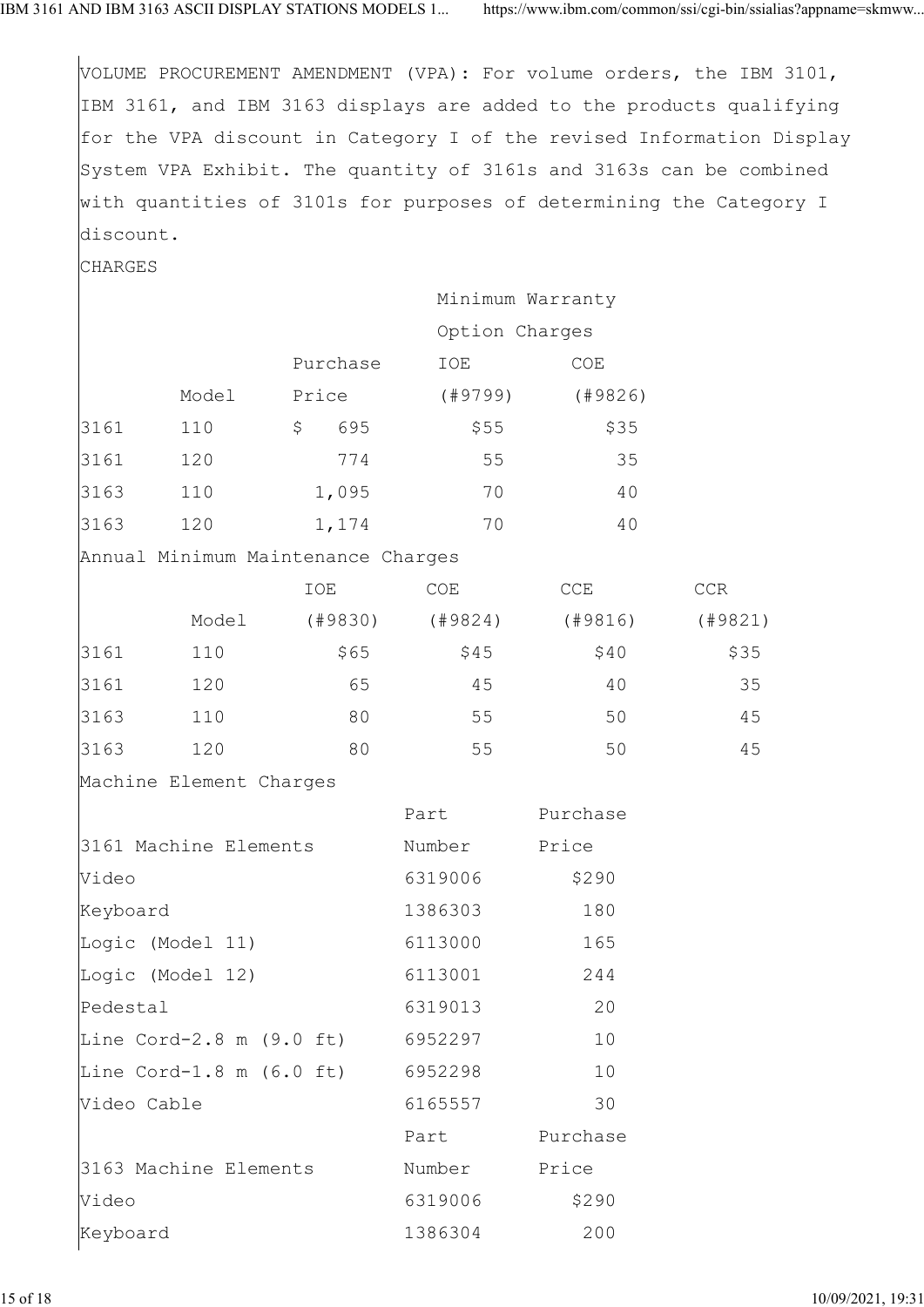VOLUME PROCUREMENT AMENDMENT (VPA): For volume orders, the IBM 3101, IBM 3161, and IBM 3163 displays are added to the products qualifying for the VPA discount in Category I of the revised Information Display System VPA Exhibit. The quantity of 3161s and 3163s can be combined with quantities of 3101s for purposes of determining the Category I discount.

CHARGES

| | | | Minimum Warranty Option Charges | |
|---|---|---|---|---|
| | Model | Purchase Price | IOE (#9799) | COE (#9826) |
| 3161 | 110 | $ 695 | $55 | $35 |
| 3161 | 120 | 774 | 55 | 35 |
| 3163 | 110 | 1,095 | 70 | 40 |
| 3163 | 120 | 1,174 | 70 | 40 |

Annual Minimum Maintenance Charges

| | Model | IOE (#9830) | COE (#9824) | CCE (#9816) | CCR (#9821) |
|---|---|---|---|---|---|
| 3161 | 110 | $65 | $45 | $40 | $35 |
| 3161 | 120 | 65 | 45 | 40 | 35 |
| 3163 | 110 | 80 | 55 | 50 | 45 |
| 3163 | 120 | 80 | 55 | 50 | 45 |

Machine Element Charges

| 3161 Machine Elements | Part Number | Purchase Price |
|---|---|---|
| Video | 6319006 | $290 |
| Keyboard | 1386303 | 180 |
| Logic (Model 11) | 6113000 | 165 |
| Logic (Model 12) | 6113001 | 244 |
| Pedestal | 6319013 | 20 |
| Line Cord-2.8 m (9.0 ft) | 6952297 | 10 |
| Line Cord-1.8 m (6.0 ft) | 6952298 | 10 |
| Video Cable | 6165557 | 30 |

| 3163 Machine Elements | Part Number | Purchase Price |
|---|---|---|
| Video | 6319006 | $290 |
| Keyboard | 1386304 | 200 |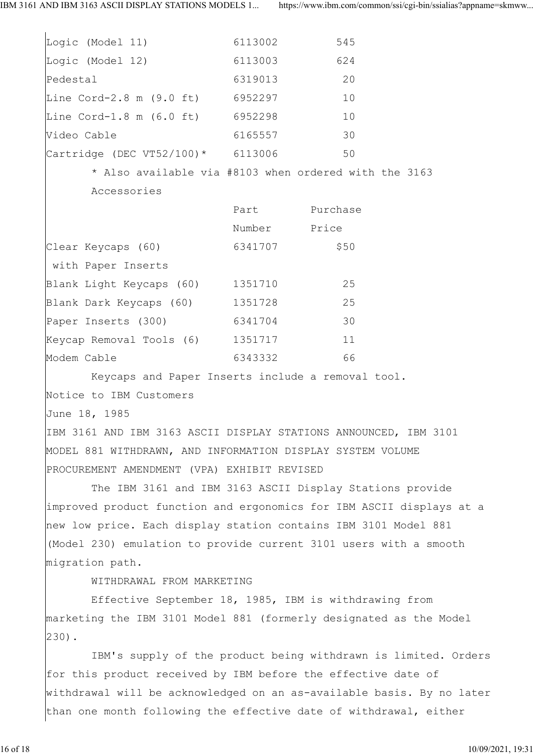| | | |
|---|---|---|
| Logic (Model 11) | 6113002 | 545 |
| Logic (Model 12) | 6113003 | 624 |
| Pedestal | 6319013 | 20 |
| Line Cord-2.8 m (9.0 ft) | 6952297 | 10 |
| Line Cord-1.8 m (6.0 ft) | 6952298 | 10 |
| Video Cable | 6165557 | 30 |
| Cartridge (DEC VT52/100)* | 6113006 | 50 |

\* Also available via #8103 when ordered with the 3163

Accessories

| | Part Number | Purchase Price |
|---|---|---|
| Clear Keycaps (60) with Paper Inserts | 6341707 | $50 |
| Blank Light Keycaps (60) | 1351710 | 25 |
| Blank Dark Keycaps (60) | 1351728 | 25 |
| Paper Inserts (300) | 6341704 | 30 |
| Keycap Removal Tools (6) | 1351717 | 11 |
| Modem Cable | 6343332 | 66 |

Keycaps and Paper Inserts include a removal tool.

Notice to IBM Customers

June 18, 1985

IBM 3161 AND IBM 3163 ASCII DISPLAY STATIONS ANNOUNCED, IBM 3101 MODEL 881 WITHDRAWN, AND INFORMATION DISPLAY SYSTEM VOLUME PROCUREMENT AMENDMENT (VPA) EXHIBIT REVISED

The IBM 3161 and IBM 3163 ASCII Display Stations provide improved product function and ergonomics for IBM ASCII displays at a new low price. Each display station contains IBM 3101 Model 881 (Model 230) emulation to provide current 3101 users with a smooth migration path.

WITHDRAWAL FROM MARKETING

Effective September 18, 1985, IBM is withdrawing from marketing the IBM 3101 Model 881 (formerly designated as the Model 230).

IBM's supply of the product being withdrawn is limited. Orders for this product received by IBM before the effective date of withdrawal will be acknowledged on an as-available basis. By no later than one month following the effective date of withdrawal, either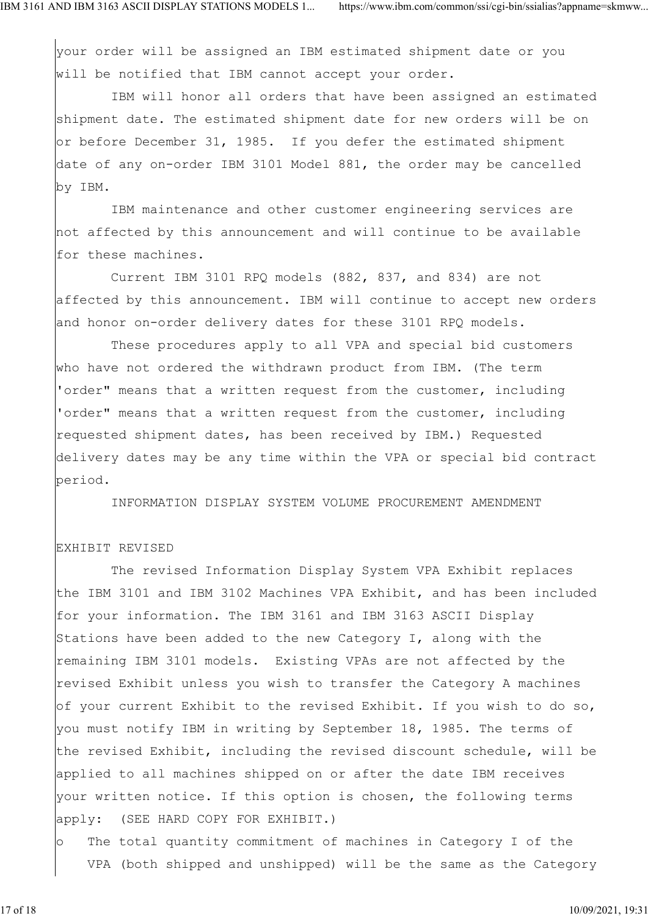your order will be assigned an IBM estimated shipment date or you will be notified that IBM cannot accept your order.

IBM will honor all orders that have been assigned an estimated shipment date. The estimated shipment date for new orders will be on or before December 31, 1985. If you defer the estimated shipment date of any on-order IBM 3101 Model 881, the order may be cancelled by IBM.

IBM maintenance and other customer engineering services are not affected by this announcement and will continue to be available for these machines.

Current IBM 3101 RPQ models (882, 837, and 834) are not affected by this announcement. IBM will continue to accept new orders and honor on-order delivery dates for these 3101 RPQ models.

These procedures apply to all VPA and special bid customers who have not ordered the withdrawn product from IBM. (The term 'order" means that a written request from the customer, including 'order" means that a written request from the customer, including requested shipment dates, has been received by IBM.) Requested delivery dates may be any time within the VPA or special bid contract period.

INFORMATION DISPLAY SYSTEM VOLUME PROCUREMENT AMENDMENT

EXHIBIT REVISED

The revised Information Display System VPA Exhibit replaces the IBM 3101 and IBM 3102 Machines VPA Exhibit, and has been included for your information. The IBM 3161 and IBM 3163 ASCII Display Stations have been added to the new Category I, along with the remaining IBM 3101 models. Existing VPAs are not affected by the revised Exhibit unless you wish to transfer the Category A machines of your current Exhibit to the revised Exhibit. If you wish to do so, you must notify IBM in writing by September 18, 1985. The terms of the revised Exhibit, including the revised discount schedule, will be applied to all machines shipped on or after the date IBM receives your written notice. If this option is chosen, the following terms apply: (SEE HARD COPY FOR EXHIBIT.)

- The total quantity commitment of machines in Category I of the VPA (both shipped and unshipped) will be the same as the Category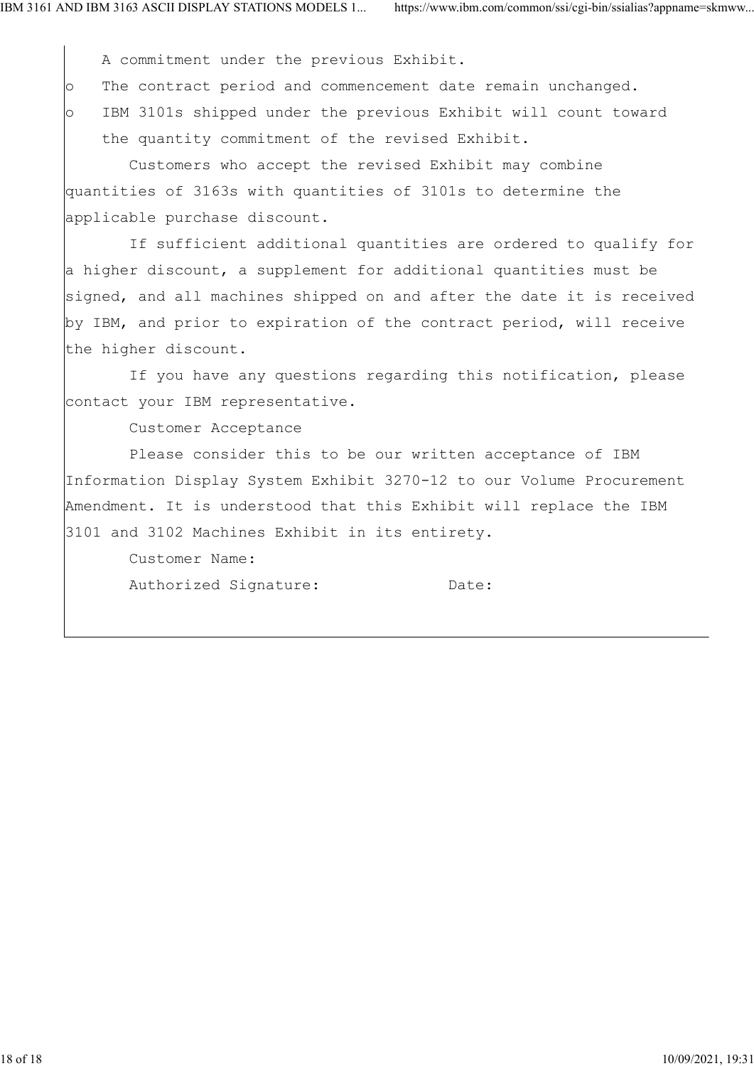A commitment under the previous Exhibit.

- The contract period and commencement date remain unchanged.
- IBM 3101s shipped under the previous Exhibit will count toward the quantity commitment of the revised Exhibit.

Customers who accept the revised Exhibit may combine quantities of 3163s with quantities of 3101s to determine the applicable purchase discount.

If sufficient additional quantities are ordered to qualify for a higher discount, a supplement for additional quantities must be signed, and all machines shipped on and after the date it is received by IBM, and prior to expiration of the contract period, will receive the higher discount.

If you have any questions regarding this notification, please contact your IBM representative.

Customer Acceptance

Please consider this to be our written acceptance of IBM Information Display System Exhibit 3270-12 to our Volume Procurement Amendment. It is understood that this Exhibit will replace the IBM 3101 and 3102 Machines Exhibit in its entirety.

Customer Name:

Authorized Signature: Date: